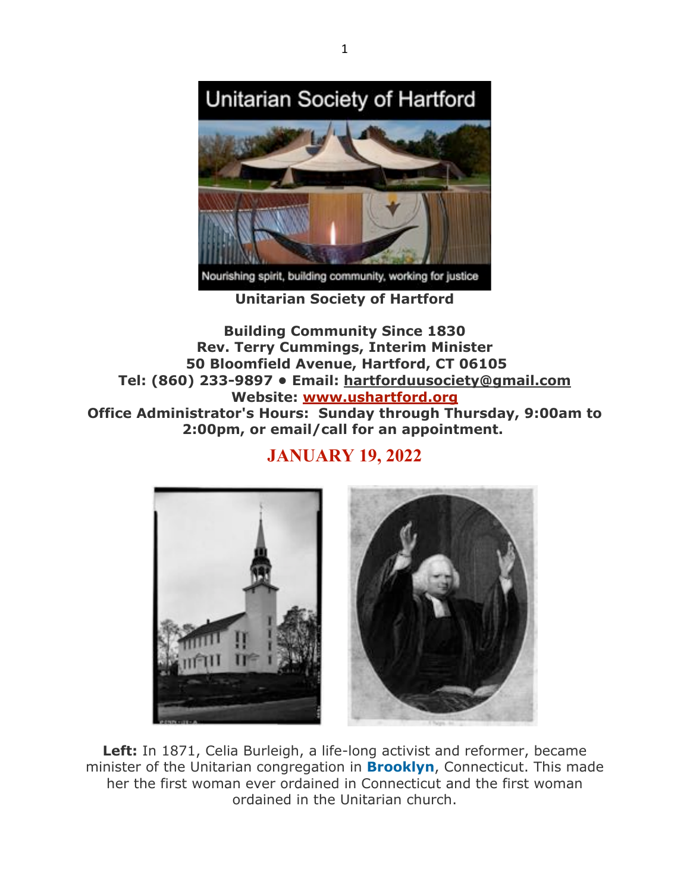**Unitarian Society of Hartford**

**Building Community Since 1830**
**Rev. Terry Cummings, Interim Minister**
**50 Bloomfield Avenue, Hartford, CT 06105**
**Tel: (860) 233-9897 • Email: hartforduusociety@gmail.com**
**Website: www.ushartford.org**
**Office Administrator's Hours: Sunday through Thursday, 9:00am to 2:00pm, or email/call for an appointment.**

## JANUARY 19, 2022

**Left:** In 1871, Celia Burleigh, a life-long activist and reformer, became minister of the Unitarian congregation in **Brooklyn**, Connecticut. This made her the first woman ever ordained in Connecticut and the first woman ordained in the Unitarian church.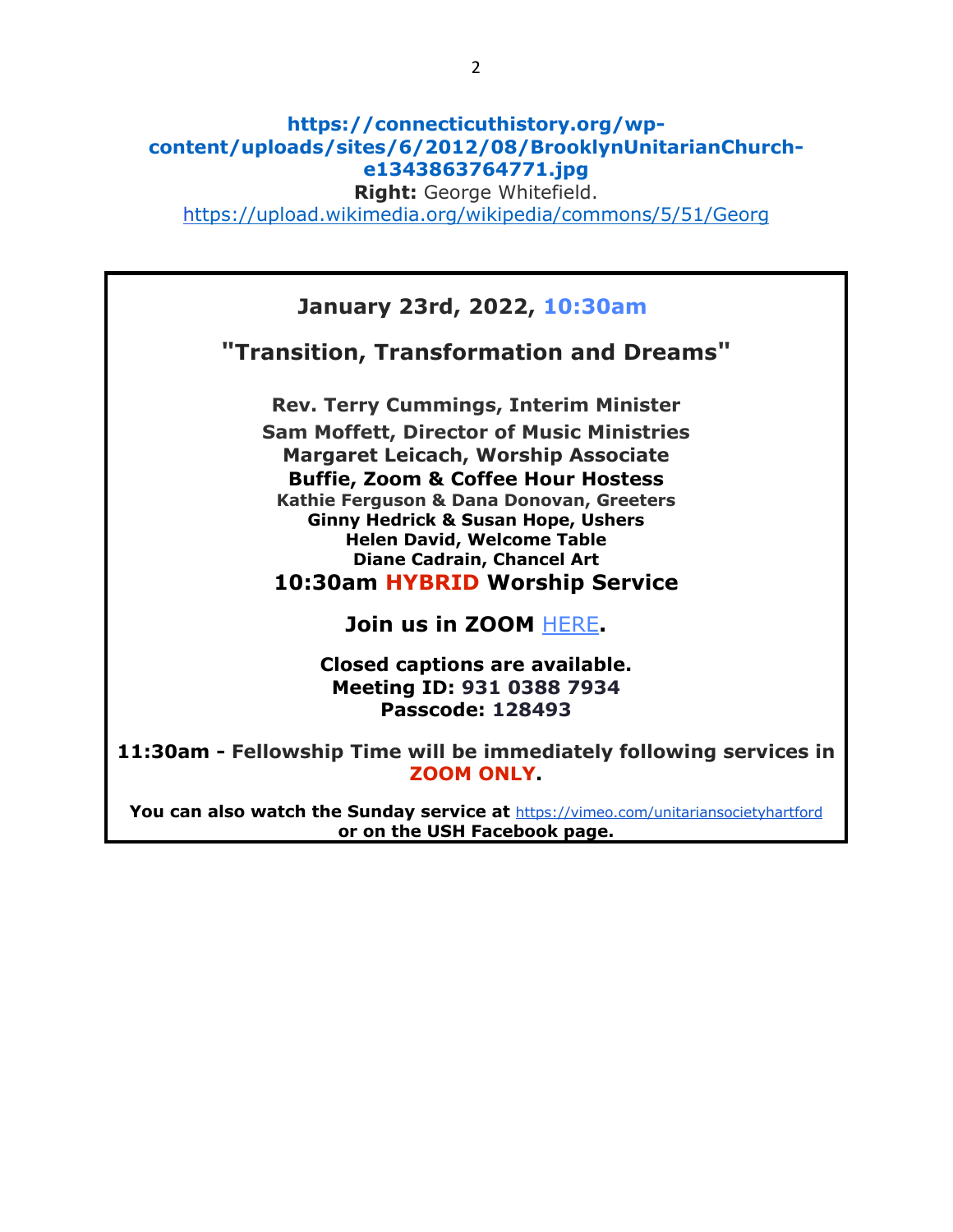**https://connecticuthistory.org/wp-content/uploads/sites/6/2012/08/BrooklynUnitarianChurch-e1343863764771.jpg**

**Right:** George Whitefield.
https://upload.wikimedia.org/wikipedia/commons/5/51/Georg

---

**January 23rd, 2022, 10:30am**

## "Transition, Transformation and Dreams"

**Rev. Terry Cummings, Interim Minister**
**Sam Moffett, Director of Music Ministries**
**Margaret Leicach, Worship Associate**
**Buffie, Zoom & Coffee Hour Hostess**
**Kathie Ferguson & Dana Donovan, Greeters**
**Ginny Hedrick & Susan Hope, Ushers**
**Helen David, Welcome Table**
**Diane Cadrain, Chancel Art**

**10:30am HYBRID Worship Service**

**Join us in ZOOM HERE.**

**Closed captions are available.**
**Meeting ID: 931 0388 7934**
**Passcode: 128493**

**11:30am - Fellowship Time will be immediately following services in ZOOM ONLY.**

**You can also watch the Sunday service at** https://vimeo.com/unitariansocietyhartford **or on the USH Facebook page.**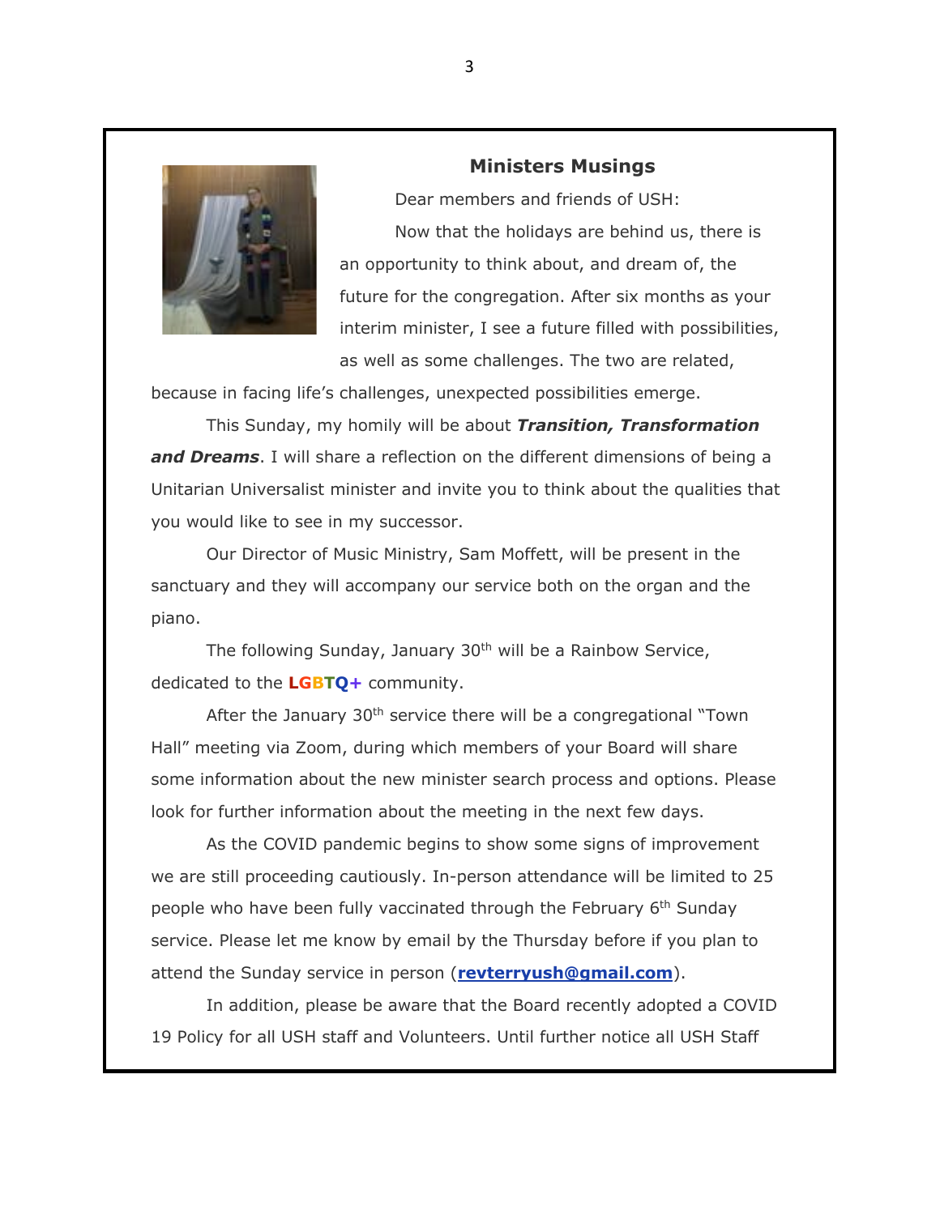## Ministers Musings

Dear members and friends of USH:

Now that the holidays are behind us, there is an opportunity to think about, and dream of, the future for the congregation. After six months as your interim minister, I see a future filled with possibilities, as well as some challenges. The two are related, because in facing life's challenges, unexpected possibilities emerge.

This Sunday, my homily will be about ***Transition, Transformation and Dreams***. I will share a reflection on the different dimensions of being a Unitarian Universalist minister and invite you to think about the qualities that you would like to see in my successor.

Our Director of Music Ministry, Sam Moffett, will be present in the sanctuary and they will accompany our service both on the organ and the piano.

The following Sunday, January 30th will be a Rainbow Service, dedicated to the **LGBTQ+** community.

After the January 30th service there will be a congregational "Town Hall" meeting via Zoom, during which members of your Board will share some information about the new minister search process and options. Please look for further information about the meeting in the next few days.

As the COVID pandemic begins to show some signs of improvement we are still proceeding cautiously. In-person attendance will be limited to 25 people who have been fully vaccinated through the February 6th Sunday service. Please let me know by email by the Thursday before if you plan to attend the Sunday service in person (**revterryush@gmail.com**).

In addition, please be aware that the Board recently adopted a COVID 19 Policy for all USH staff and Volunteers. Until further notice all USH Staff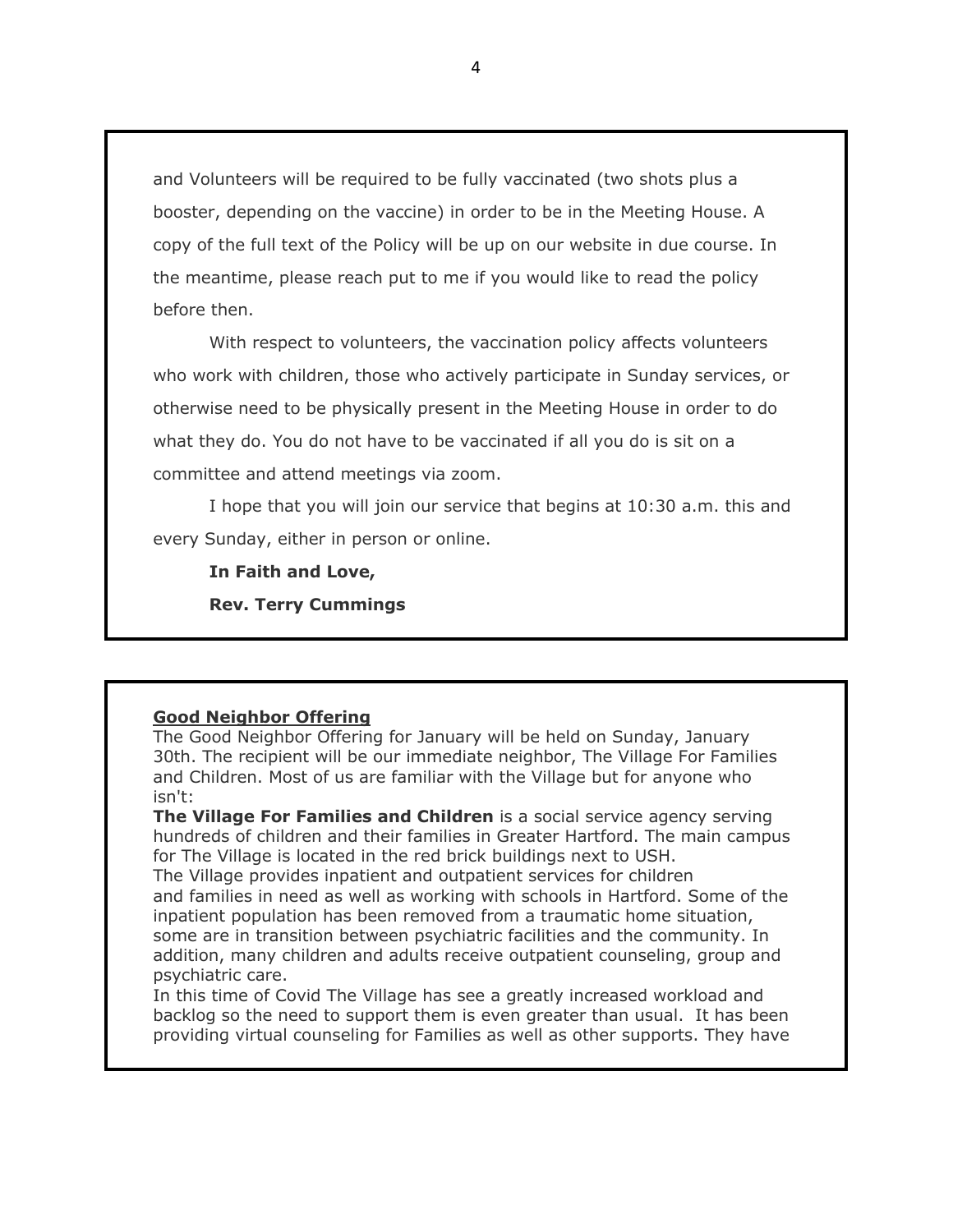and Volunteers will be required to be fully vaccinated (two shots plus a booster, depending on the vaccine) in order to be in the Meeting House. A copy of the full text of the Policy will be up on our website in due course. In the meantime, please reach put to me if you would like to read the policy before then.

With respect to volunteers, the vaccination policy affects volunteers who work with children, those who actively participate in Sunday services, or otherwise need to be physically present in the Meeting House in order to do what they do. You do not have to be vaccinated if all you do is sit on a committee and attend meetings via zoom.

I hope that you will join our service that begins at 10:30 a.m. this and every Sunday, either in person or online.

**In Faith and Love,**

**Rev. Terry Cummings**

**Good Neighbor Offering**

The Good Neighbor Offering for January will be held on Sunday, January 30th. The recipient will be our immediate neighbor, The Village For Families and Children. Most of us are familiar with the Village but for anyone who isn't:

**The Village For Families and Children** is a social service agency serving hundreds of children and their families in Greater Hartford. The main campus for The Village is located in the red brick buildings next to USH.

The Village provides inpatient and outpatient services for children and families in need as well as working with schools in Hartford. Some of the inpatient population has been removed from a traumatic home situation, some are in transition between psychiatric facilities and the community. In addition, many children and adults receive outpatient counseling, group and psychiatric care.

In this time of Covid The Village has see a greatly increased workload and backlog so the need to support them is even greater than usual. It has been providing virtual counseling for Families as well as other supports. They have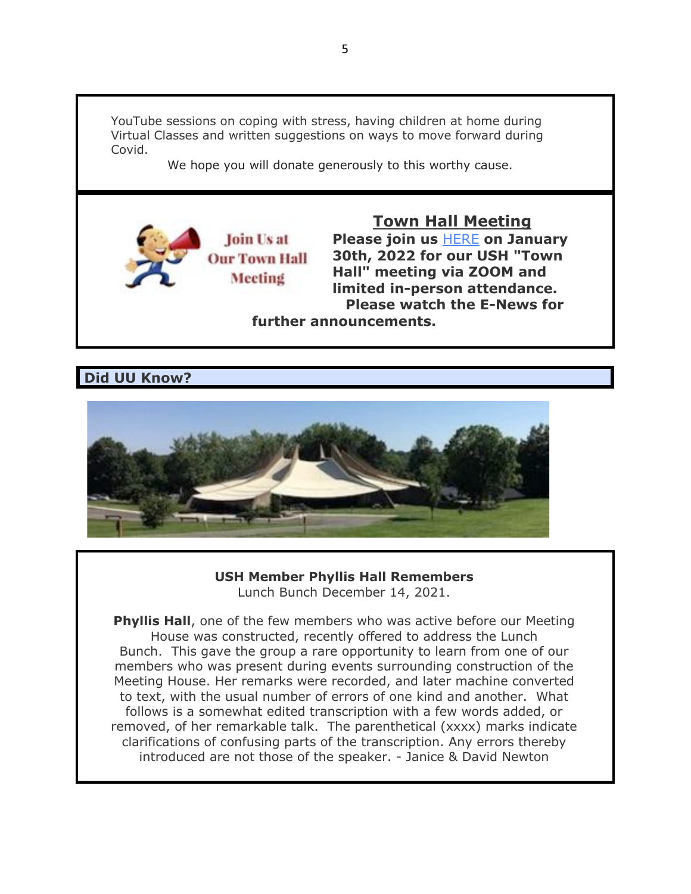YouTube sessions on coping with stress, having children at home during Virtual Classes and written suggestions on ways to move forward during Covid.

We hope you will donate generously to this worthy cause.

## Town Hall Meeting

**Please join us HERE on January 30th, 2022 for our USH "Town Hall" meeting via ZOOM and limited in-person attendance. Please watch the E-News for further announcements.**

## Did UU Know?

**USH Member Phyllis Hall Remembers**
Lunch Bunch December 14, 2021.

**Phyllis Hall**, one of the few members who was active before our Meeting House was constructed, recently offered to address the Lunch Bunch. This gave the group a rare opportunity to learn from one of our members who was present during events surrounding construction of the Meeting House. Her remarks were recorded, and later machine converted to text, with the usual number of errors of one kind and another. What follows is a somewhat edited transcription with a few words added, or removed, of her remarkable talk. The parenthetical (xxxx) marks indicate clarifications of confusing parts of the transcription. Any errors thereby introduced are not those of the speaker. - Janice & David Newton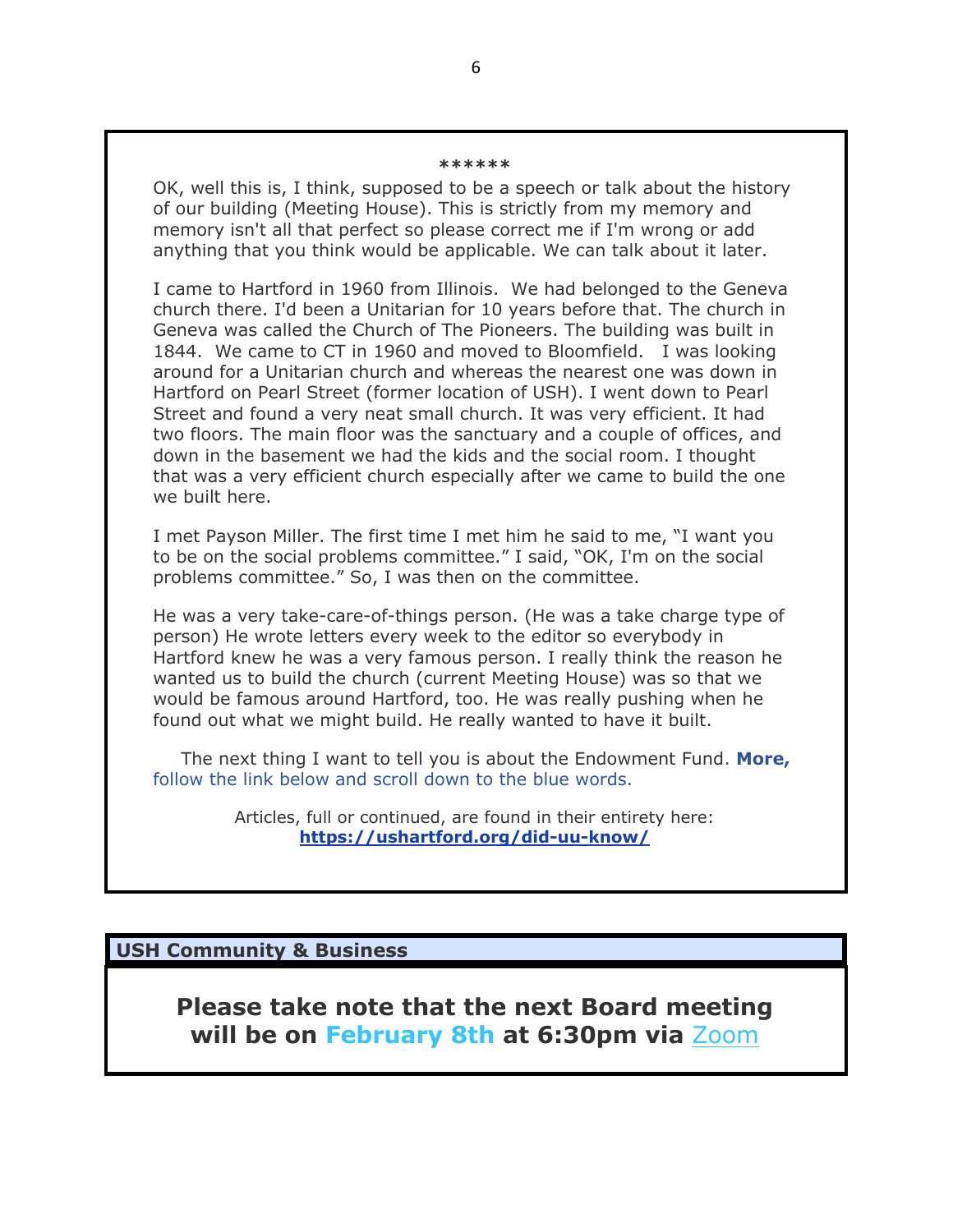******

OK, well this is, I think, supposed to be a speech or talk about the history of our building (Meeting House). This is strictly from my memory and memory isn't all that perfect so please correct me if I'm wrong or add anything that you think would be applicable. We can talk about it later.

I came to Hartford in 1960 from Illinois. We had belonged to the Geneva church there. I'd been a Unitarian for 10 years before that. The church in Geneva was called the Church of The Pioneers. The building was built in 1844. We came to CT in 1960 and moved to Bloomfield. I was looking around for a Unitarian church and whereas the nearest one was down in Hartford on Pearl Street (former location of USH). I went down to Pearl Street and found a very neat small church. It was very efficient. It had two floors. The main floor was the sanctuary and a couple of offices, and down in the basement we had the kids and the social room. I thought that was a very efficient church especially after we came to build the one we built here.

I met Payson Miller. The first time I met him he said to me, "I want you to be on the social problems committee." I said, "OK, I'm on the social problems committee." So, I was then on the committee.

He was a very take-care-of-things person. (He was a take charge type of person) He wrote letters every week to the editor so everybody in Hartford knew he was a very famous person. I really think the reason he wanted us to build the church (current Meeting House) was so that we would be famous around Hartford, too. He was really pushing when he found out what we might build. He really wanted to have it built.

The next thing I want to tell you is about the Endowment Fund. **More,** follow the link below and scroll down to the blue words.

Articles, full or continued, are found in their entirety here:
**[https://ushartford.org/did-uu-know/](https://ushartford.org/did-uu-know/)**

## USH Community & Business

**Please take note that the next Board meeting will be on February 8th at 6:30pm via [Zoom]()**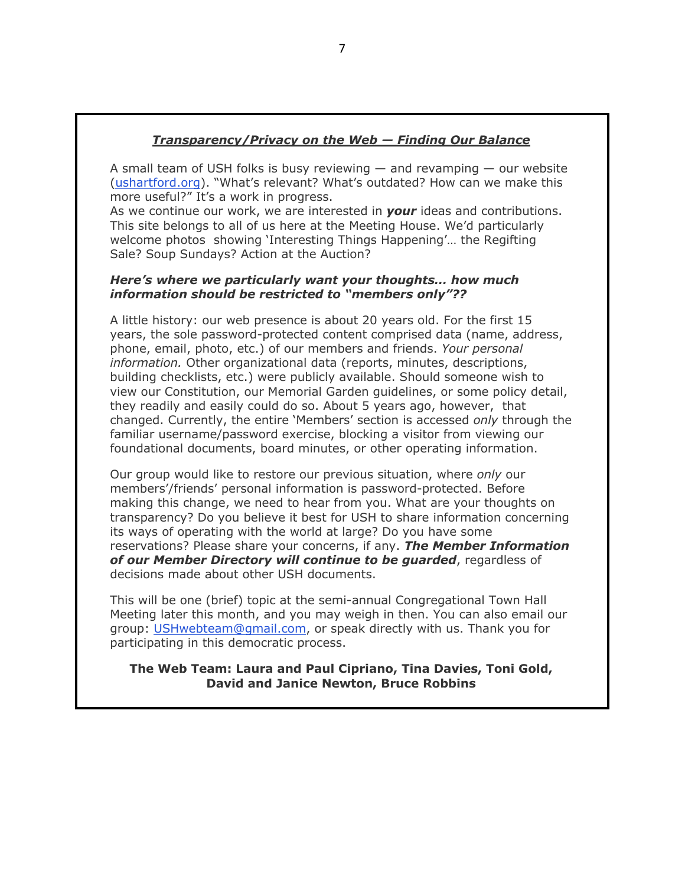## ***Transparency/Privacy on the Web — Finding Our Balance***

A small team of USH folks is busy reviewing — and revamping — our website (ushartford.org). "What's relevant? What's outdated? How can we make this more useful?" It's a work in progress.
As we continue our work, we are interested in ***your*** ideas and contributions. This site belongs to all of us here at the Meeting House. We'd particularly welcome photos showing 'Interesting Things Happening'… the Regifting Sale? Soup Sundays? Action at the Auction?

***Here's where we particularly want your thoughts… how much information should be restricted to "members only"??***

A little history: our web presence is about 20 years old. For the first 15 years, the sole password-protected content comprised data (name, address, phone, email, photo, etc.) of our members and friends. *Your personal information.* Other organizational data (reports, minutes, descriptions, building checklists, etc.) were publicly available. Should someone wish to view our Constitution, our Memorial Garden guidelines, or some policy detail, they readily and easily could do so. About 5 years ago, however, that changed. Currently, the entire 'Members' section is accessed *only* through the familiar username/password exercise, blocking a visitor from viewing our foundational documents, board minutes, or other operating information.

Our group would like to restore our previous situation, where *only* our members'/friends' personal information is password-protected. Before making this change, we need to hear from you. What are your thoughts on transparency? Do you believe it best for USH to share information concerning its ways of operating with the world at large? Do you have some reservations? Please share your concerns, if any. ***The Member Information of our Member Directory will continue to be guarded***, regardless of decisions made about other USH documents.

This will be one (brief) topic at the semi-annual Congregational Town Hall Meeting later this month, and you may weigh in then. You can also email our group: USHwebteam@gmail.com, or speak directly with us. Thank you for participating in this democratic process.

**The Web Team: Laura and Paul Cipriano, Tina Davies, Toni Gold, David and Janice Newton, Bruce Robbins**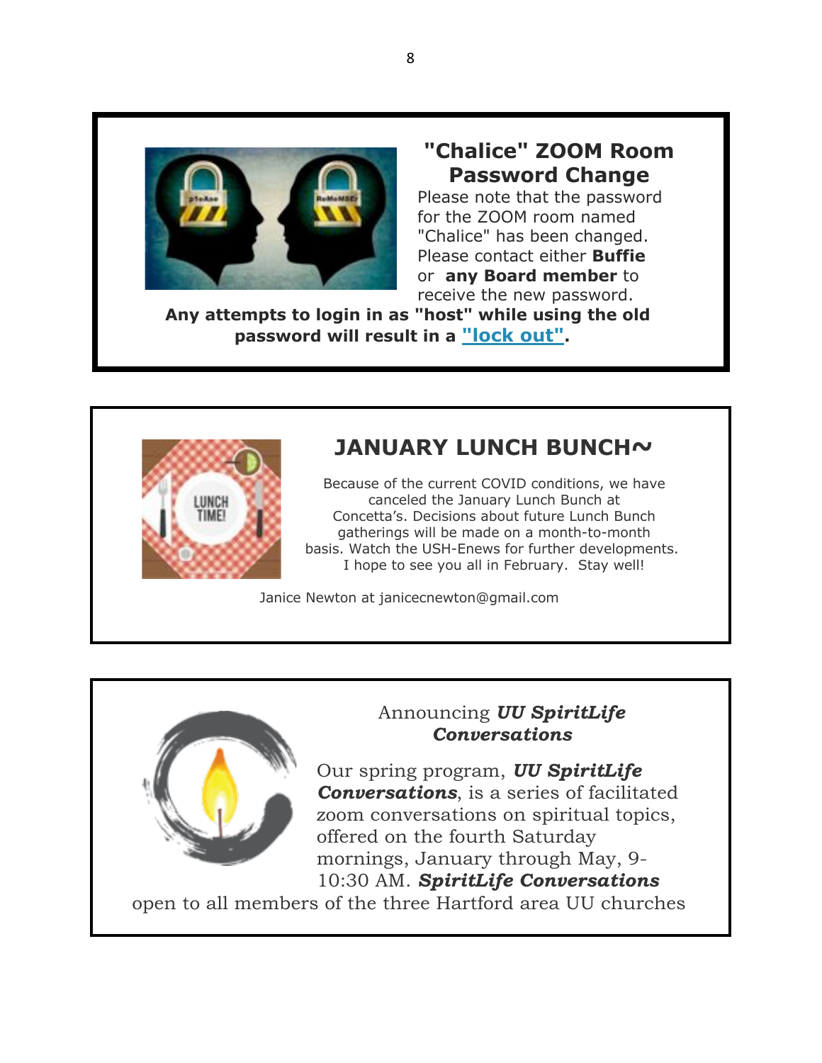## "Chalice" ZOOM Room Password Change

Please note that the password for the ZOOM room named "Chalice" has been changed. Please contact either **Buffie** or **any Board member** to receive the new password.

**Any attempts to login in as "host" while using the old password will result in a "lock out".**

## JANUARY LUNCH BUNCH~

Because of the current COVID conditions, we have canceled the January Lunch Bunch at Concetta's. Decisions about future Lunch Bunch gatherings will be made on a month-to-month basis. Watch the USH-Enews for further developments. I hope to see you all in February. Stay well!

Janice Newton at janicecnewton@gmail.com

### Announcing ***UU SpiritLife Conversations***

Our spring program, ***UU SpiritLife Conversations***, is a series of facilitated zoom conversations on spiritual topics, offered on the fourth Saturday mornings, January through May, 9-10:30 AM. ***SpiritLife Conversations*** open to all members of the three Hartford area UU churches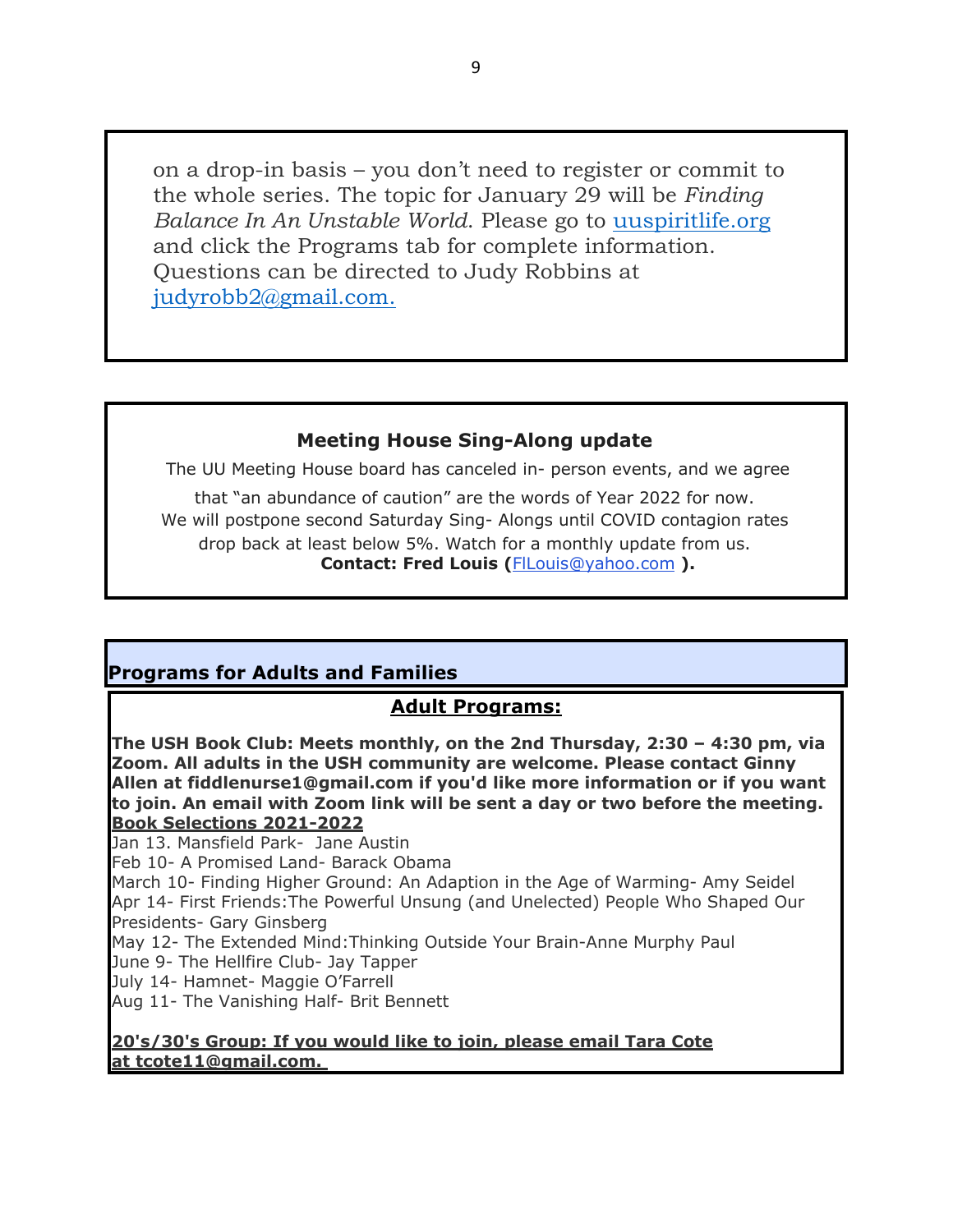on a drop-in basis – you don't need to register or commit to the whole series. The topic for January 29 will be *Finding Balance In An Unstable World*. Please go to uuspiritlife.org and click the Programs tab for complete information. Questions can be directed to Judy Robbins at judyrobb2@gmail.com.

### Meeting House Sing-Along update

The UU Meeting House board has canceled in- person events, and we agree that "an abundance of caution" are the words of Year 2022 for now. We will postpone second Saturday Sing- Alongs until COVID contagion rates drop back at least below 5%. Watch for a monthly update from us.

**Contact: Fred Louis (FlLouis@yahoo.com ).**

## Programs for Adults and Families

### Adult Programs:

**The USH Book Club: Meets monthly, on the 2nd Thursday, 2:30 – 4:30 pm, via Zoom. All adults in the USH community are welcome. Please contact Ginny Allen at fiddlenurse1@gmail.com if you'd like more information or if you want to join. An email with Zoom link will be sent a day or two before the meeting.**

**Book Selections 2021-2022**

Jan 13. Mansfield Park- Jane Austin
Feb 10- A Promised Land- Barack Obama
March 10- Finding Higher Ground: An Adaption in the Age of Warming- Amy Seidel
Apr 14- First Friends:The Powerful Unsung (and Unelected) People Who Shaped Our Presidents- Gary Ginsberg
May 12- The Extended Mind:Thinking Outside Your Brain-Anne Murphy Paul
June 9- The Hellfire Club- Jay Tapper
July 14- Hamnet- Maggie O'Farrell
Aug 11- The Vanishing Half- Brit Bennett

**20's/30's Group: If you would like to join, please email Tara Cote at tcote11@gmail.com.**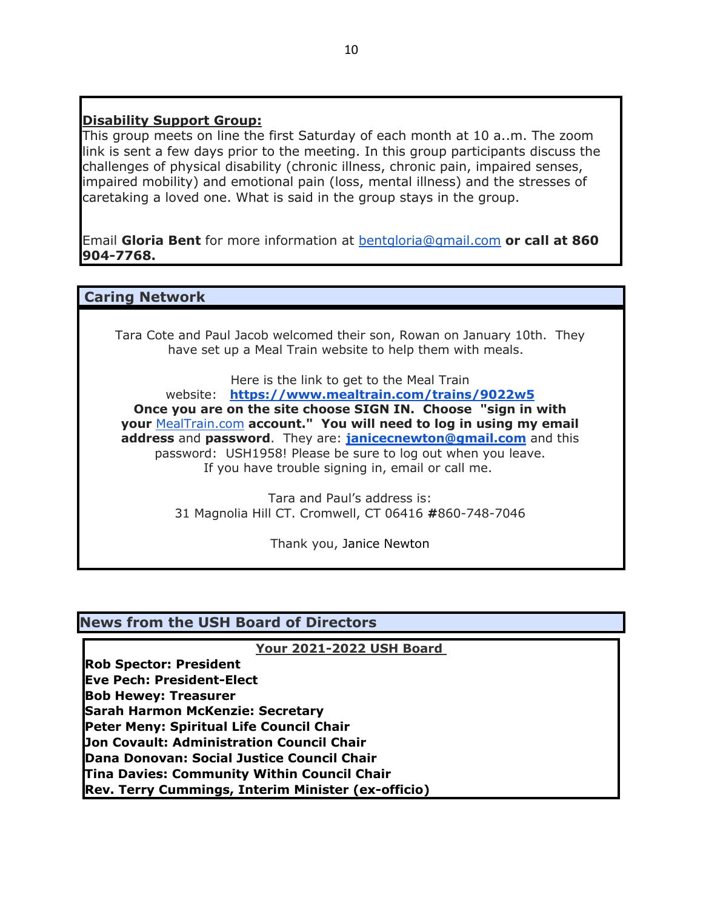**Disability Support Group:**

This group meets on line the first Saturday of each month at 10 a..m. The zoom link is sent a few days prior to the meeting. In this group participants discuss the challenges of physical disability (chronic illness, chronic pain, impaired senses, impaired mobility) and emotional pain (loss, mental illness) and the stresses of caretaking a loved one. What is said in the group stays in the group.

Email **Gloria Bent** for more information at bentgloria@gmail.com **or call at 860 904-7768.**

## Caring Network

Tara Cote and Paul Jacob welcomed their son, Rowan on January 10th. They have set up a Meal Train website to help them with meals.

Here is the link to get to the Meal Train website: **https://www.mealtrain.com/trains/9022w5**
**Once you are on the site choose SIGN IN. Choose "sign in with your** MealTrain.com **account." You will need to log in using my email address** and **password**. They are: **janicecnewton@gmail.com** and this password: USH1958! Please be sure to log out when you leave.
If you have trouble signing in, email or call me.

Tara and Paul's address is:
31 Magnolia Hill CT. Cromwell, CT 06416 **#**860-748-7046

Thank you, Janice Newton

## News from the USH Board of Directors

**Your 2021-2022 USH Board**

**Rob Spector: President**
**Eve Pech: President-Elect**
**Bob Hewey: Treasurer**
**Sarah Harmon McKenzie: Secretary**
**Peter Meny: Spiritual Life Council Chair**
**Jon Covault: Administration Council Chair**
**Dana Donovan: Social Justice Council Chair**
**Tina Davies: Community Within Council Chair**
**Rev. Terry Cummings, Interim Minister (ex-officio)**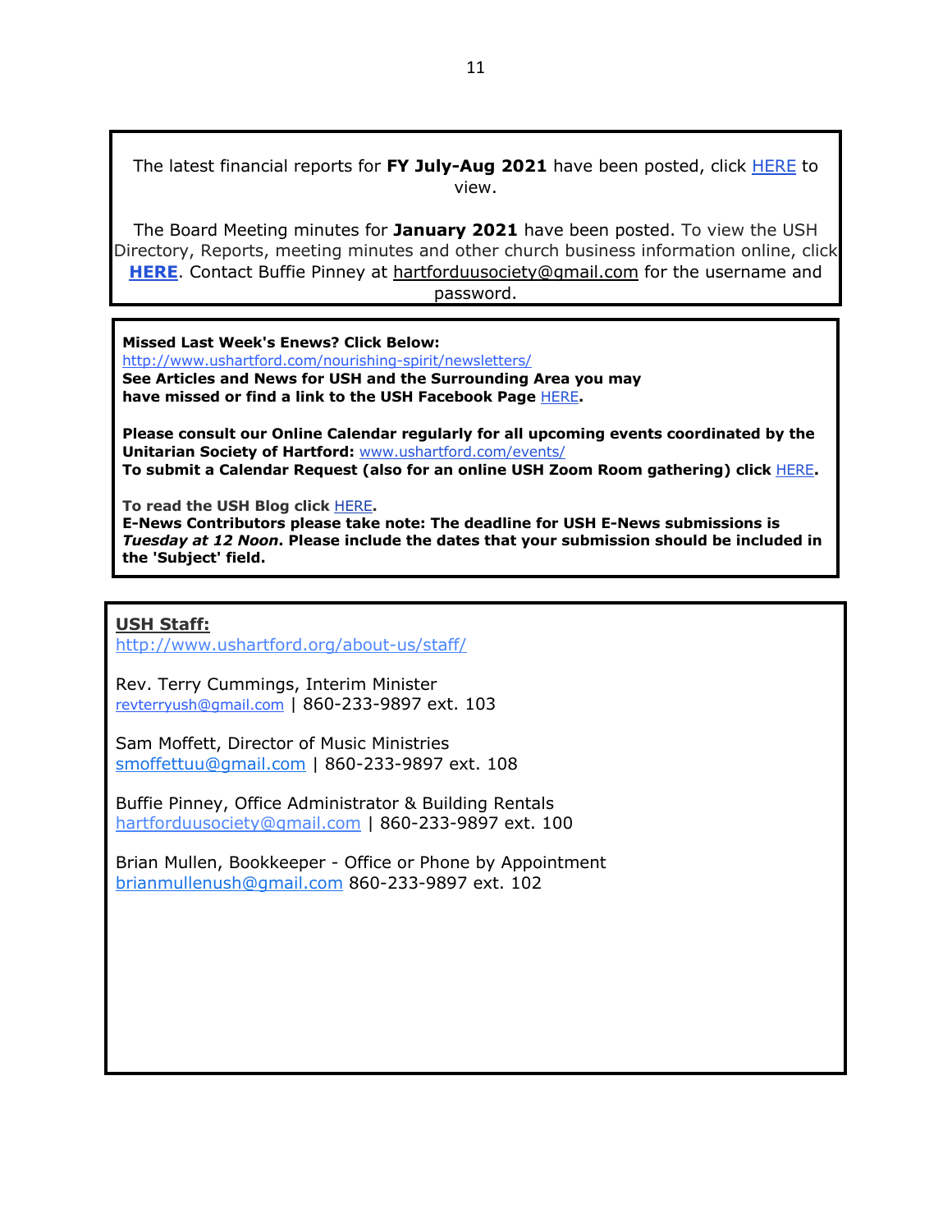The latest financial reports for **FY July-Aug 2021** have been posted, click HERE to view.

The Board Meeting minutes for **January 2021** have been posted. To view the USH Directory, Reports, meeting minutes and other church business information online, click **HERE**. Contact Buffie Pinney at hartforduusociety@gmail.com for the username and password.

**Missed Last Week's Enews? Click Below:**
http://www.ushartford.com/nourishing-spirit/newsletters/
**See Articles and News for USH and the Surrounding Area you may have missed or find a link to the USH Facebook Page** HERE**.**

**Please consult our Online Calendar regularly for all upcoming events coordinated by the Unitarian Society of Hartford:** www.ushartford.com/events/
**To submit a Calendar Request (also for an online USH Zoom Room gathering) click** HERE**.**

**To read the USH Blog click** HERE**.**
**E-News Contributors please take note: The deadline for USH E-News submissions is *Tuesday at 12 Noon*. Please include the dates that your submission should be included in the 'Subject' field.**

**USH Staff:**
http://www.ushartford.org/about-us/staff/

Rev. Terry Cummings, Interim Minister
revterryush@gmail.com | 860-233-9897 ext. 103

Sam Moffett, Director of Music Ministries
smoffettuu@gmail.com | 860-233-9897 ext. 108

Buffie Pinney, Office Administrator & Building Rentals
hartforduusociety@gmail.com | 860-233-9897 ext. 100

Brian Mullen, Bookkeeper - Office or Phone by Appointment
brianmullenush@gmail.com 860-233-9897 ext. 102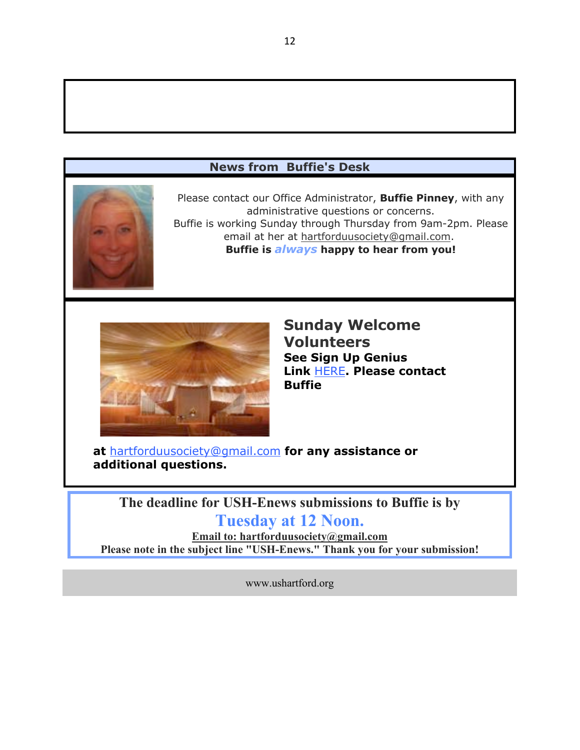## News from  Buffie's Desk

Please contact our Office Administrator, **Buffie Pinney**, with any administrative questions or concerns.
Buffie is working Sunday through Thursday from 9am-2pm. Please email at her at hartforduusociety@gmail.com.
**Buffie is *always* happy to hear from you!**

## Sunday Welcome Volunteers

**See Sign Up Genius Link HERE. Please contact Buffie at hartforduusociety@gmail.com for any assistance or additional questions.**

**The deadline for USH-Enews submissions to Buffie is by**

**Tuesday at 12 Noon.**

**Email to: hartforduusociety@gmail.com**

**Please note in the subject line "USH-Enews." Thank you for your submission!**

www.ushartford.org